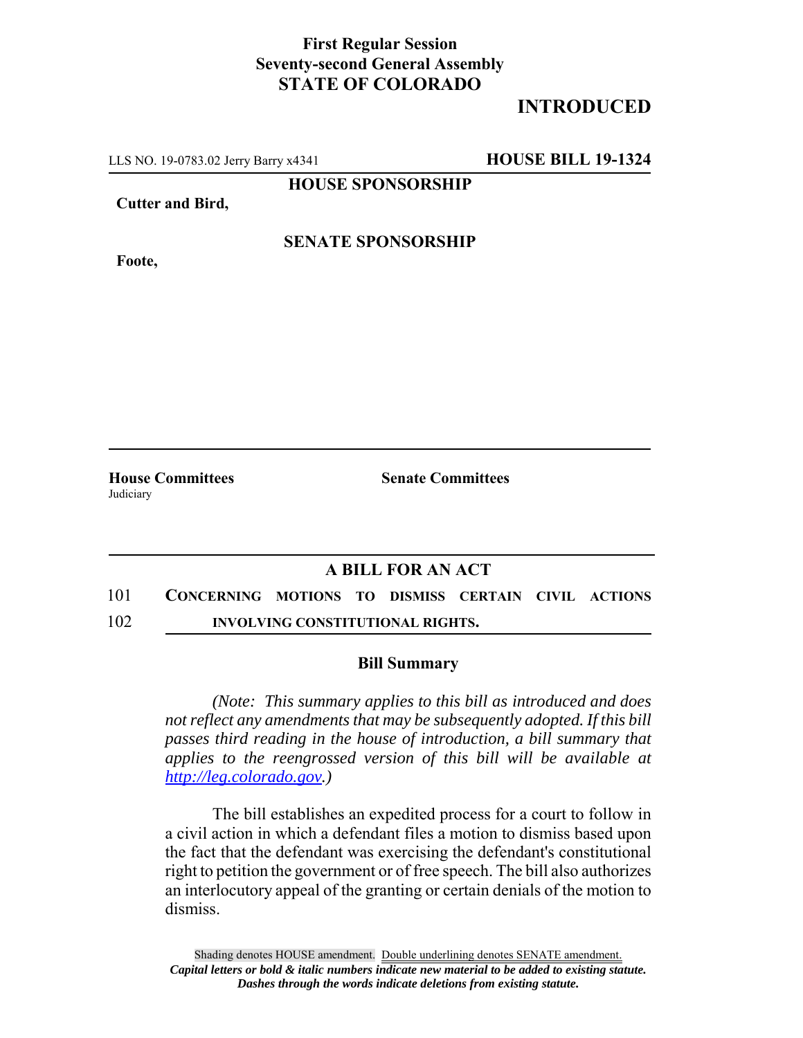**First Regular Session**
**Seventy-second General Assembly**
**STATE OF COLORADO**

# INTRODUCED

LLS NO. 19-0783.02 Jerry Barry x4341 **HOUSE BILL 19-1324**

**HOUSE SPONSORSHIP**

**Cutter and Bird,**

**SENATE SPONSORSHIP**

**Foote,**

**House Committees**
Judiciary

**Senate Committees**

## A BILL FOR AN ACT

101 **CONCERNING MOTIONS TO DISMISS CERTAIN CIVIL ACTIONS**
102 **INVOLVING CONSTITUTIONAL RIGHTS.**

### Bill Summary

*(Note: This summary applies to this bill as introduced and does not reflect any amendments that may be subsequently adopted. If this bill passes third reading in the house of introduction, a bill summary that applies to the reengrossed version of this bill will be available at [http://leg.colorado.gov](http://leg.colorado.gov).)*

The bill establishes an expedited process for a court to follow in a civil action in which a defendant files a motion to dismiss based upon the fact that the defendant was exercising the defendant's constitutional right to petition the government or of free speech. The bill also authorizes an interlocutory appeal of the granting or certain denials of the motion to dismiss.

Shading denotes HOUSE amendment. Double underlining denotes SENATE amendment.
***Capital letters or bold & italic numbers indicate new material to be added to existing statute.***
***Dashes through the words indicate deletions from existing statute.***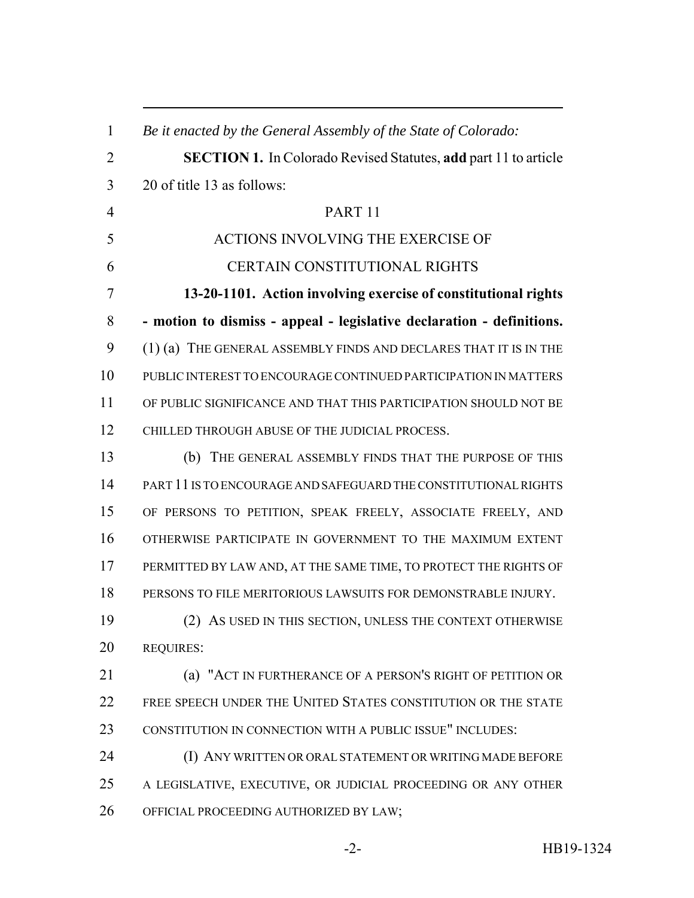*Be it enacted by the General Assembly of the State of Colorado:*

**SECTION 1.** In Colorado Revised Statutes, **add** part 11 to article 20 of title 13 as follows:

PART 11
ACTIONS INVOLVING THE EXERCISE OF
CERTAIN CONSTITUTIONAL RIGHTS

**13-20-1101. Action involving exercise of constitutional rights - motion to dismiss - appeal - legislative declaration - definitions.** (1) (a) THE GENERAL ASSEMBLY FINDS AND DECLARES THAT IT IS IN THE PUBLIC INTEREST TO ENCOURAGE CONTINUED PARTICIPATION IN MATTERS OF PUBLIC SIGNIFICANCE AND THAT THIS PARTICIPATION SHOULD NOT BE CHILLED THROUGH ABUSE OF THE JUDICIAL PROCESS.

(b) THE GENERAL ASSEMBLY FINDS THAT THE PURPOSE OF THIS PART 11 IS TO ENCOURAGE AND SAFEGUARD THE CONSTITUTIONAL RIGHTS OF PERSONS TO PETITION, SPEAK FREELY, ASSOCIATE FREELY, AND OTHERWISE PARTICIPATE IN GOVERNMENT TO THE MAXIMUM EXTENT PERMITTED BY LAW AND, AT THE SAME TIME, TO PROTECT THE RIGHTS OF PERSONS TO FILE MERITORIOUS LAWSUITS FOR DEMONSTRABLE INJURY.

(2) AS USED IN THIS SECTION, UNLESS THE CONTEXT OTHERWISE REQUIRES:

(a) "ACT IN FURTHERANCE OF A PERSON'S RIGHT OF PETITION OR FREE SPEECH UNDER THE UNITED STATES CONSTITUTION OR THE STATE CONSTITUTION IN CONNECTION WITH A PUBLIC ISSUE" INCLUDES:

(I) ANY WRITTEN OR ORAL STATEMENT OR WRITING MADE BEFORE A LEGISLATIVE, EXECUTIVE, OR JUDICIAL PROCEEDING OR ANY OTHER OFFICIAL PROCEEDING AUTHORIZED BY LAW;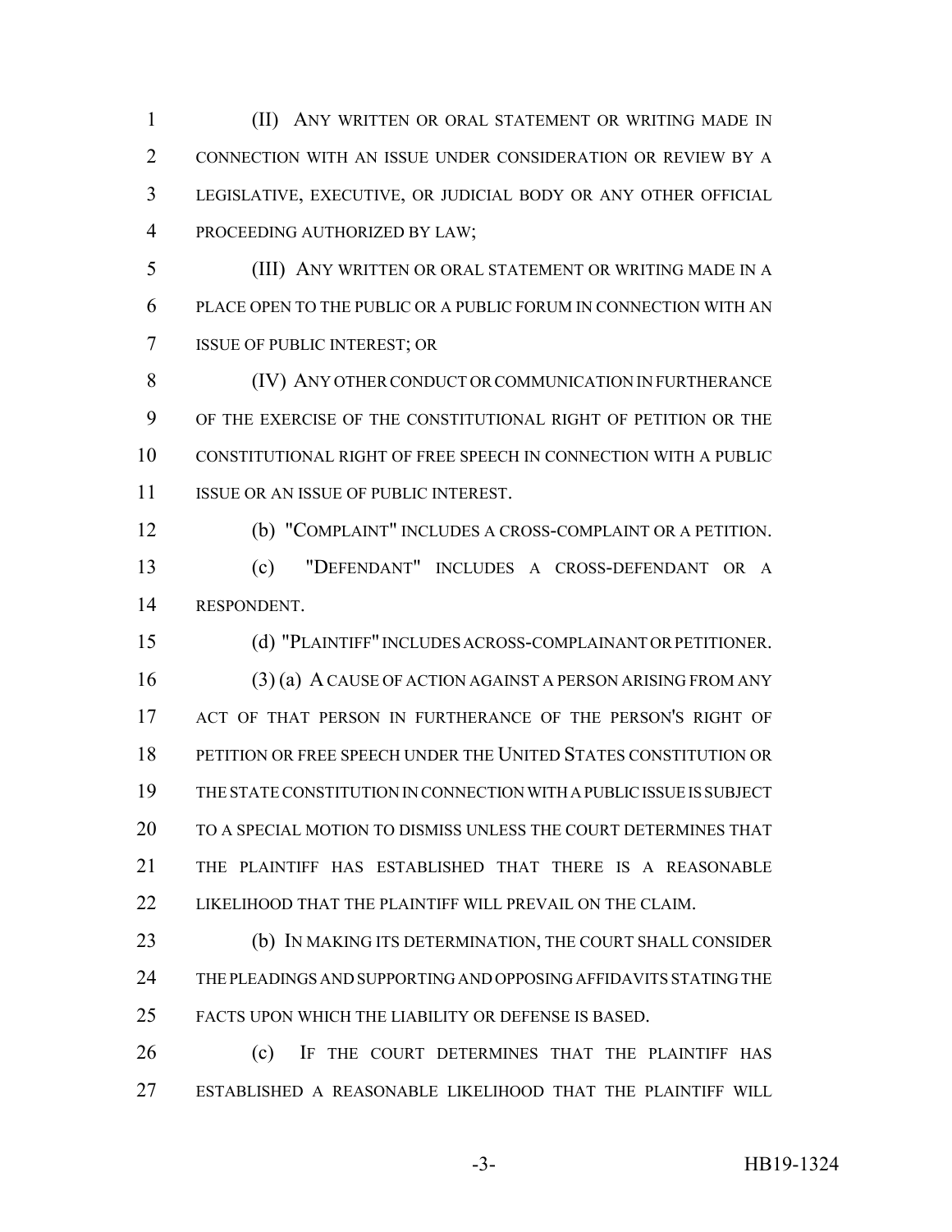(II) ANY WRITTEN OR ORAL STATEMENT OR WRITING MADE IN CONNECTION WITH AN ISSUE UNDER CONSIDERATION OR REVIEW BY A LEGISLATIVE, EXECUTIVE, OR JUDICIAL BODY OR ANY OTHER OFFICIAL PROCEEDING AUTHORIZED BY LAW;

(III) ANY WRITTEN OR ORAL STATEMENT OR WRITING MADE IN A PLACE OPEN TO THE PUBLIC OR A PUBLIC FORUM IN CONNECTION WITH AN ISSUE OF PUBLIC INTEREST; OR

(IV) ANY OTHER CONDUCT OR COMMUNICATION IN FURTHERANCE OF THE EXERCISE OF THE CONSTITUTIONAL RIGHT OF PETITION OR THE CONSTITUTIONAL RIGHT OF FREE SPEECH IN CONNECTION WITH A PUBLIC ISSUE OR AN ISSUE OF PUBLIC INTEREST.

(b) "COMPLAINT" INCLUDES A CROSS-COMPLAINT OR A PETITION.

(c) "DEFENDANT" INCLUDES A CROSS-DEFENDANT OR A RESPONDENT.

(d) "PLAINTIFF" INCLUDES ACROSS-COMPLAINANT OR PETITIONER.

(3) (a) A CAUSE OF ACTION AGAINST A PERSON ARISING FROM ANY ACT OF THAT PERSON IN FURTHERANCE OF THE PERSON'S RIGHT OF PETITION OR FREE SPEECH UNDER THE UNITED STATES CONSTITUTION OR THE STATE CONSTITUTION IN CONNECTION WITH A PUBLIC ISSUE IS SUBJECT TO A SPECIAL MOTION TO DISMISS UNLESS THE COURT DETERMINES THAT THE PLAINTIFF HAS ESTABLISHED THAT THERE IS A REASONABLE LIKELIHOOD THAT THE PLAINTIFF WILL PREVAIL ON THE CLAIM.

(b) IN MAKING ITS DETERMINATION, THE COURT SHALL CONSIDER THE PLEADINGS AND SUPPORTING AND OPPOSING AFFIDAVITS STATING THE FACTS UPON WHICH THE LIABILITY OR DEFENSE IS BASED.

(c) IF THE COURT DETERMINES THAT THE PLAINTIFF HAS ESTABLISHED A REASONABLE LIKELIHOOD THAT THE PLAINTIFF WILL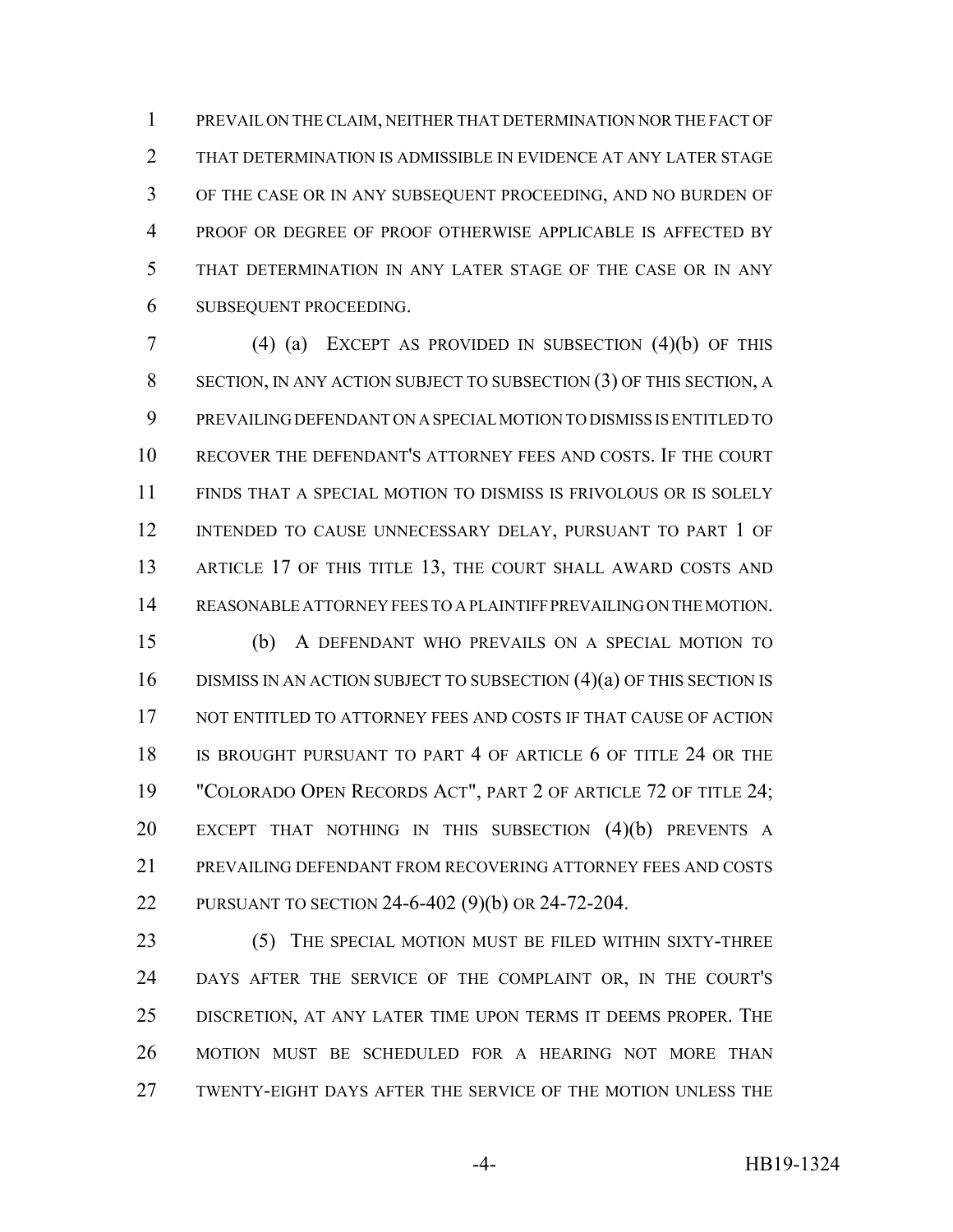PREVAIL ON THE CLAIM, NEITHER THAT DETERMINATION NOR THE FACT OF THAT DETERMINATION IS ADMISSIBLE IN EVIDENCE AT ANY LATER STAGE OF THE CASE OR IN ANY SUBSEQUENT PROCEEDING, AND NO BURDEN OF PROOF OR DEGREE OF PROOF OTHERWISE APPLICABLE IS AFFECTED BY THAT DETERMINATION IN ANY LATER STAGE OF THE CASE OR IN ANY SUBSEQUENT PROCEEDING.

(4) (a) EXCEPT AS PROVIDED IN SUBSECTION (4)(b) OF THIS SECTION, IN ANY ACTION SUBJECT TO SUBSECTION (3) OF THIS SECTION, A PREVAILING DEFENDANT ON A SPECIAL MOTION TO DISMISS IS ENTITLED TO RECOVER THE DEFENDANT'S ATTORNEY FEES AND COSTS. IF THE COURT FINDS THAT A SPECIAL MOTION TO DISMISS IS FRIVOLOUS OR IS SOLELY INTENDED TO CAUSE UNNECESSARY DELAY, PURSUANT TO PART 1 OF ARTICLE 17 OF THIS TITLE 13, THE COURT SHALL AWARD COSTS AND REASONABLE ATTORNEY FEES TO A PLAINTIFF PREVAILING ON THE MOTION.

(b) A DEFENDANT WHO PREVAILS ON A SPECIAL MOTION TO DISMISS IN AN ACTION SUBJECT TO SUBSECTION (4)(a) OF THIS SECTION IS NOT ENTITLED TO ATTORNEY FEES AND COSTS IF THAT CAUSE OF ACTION IS BROUGHT PURSUANT TO PART 4 OF ARTICLE 6 OF TITLE 24 OR THE "COLORADO OPEN RECORDS ACT", PART 2 OF ARTICLE 72 OF TITLE 24; EXCEPT THAT NOTHING IN THIS SUBSECTION (4)(b) PREVENTS A PREVAILING DEFENDANT FROM RECOVERING ATTORNEY FEES AND COSTS PURSUANT TO SECTION 24-6-402 (9)(b) OR 24-72-204.

(5) THE SPECIAL MOTION MUST BE FILED WITHIN SIXTY-THREE DAYS AFTER THE SERVICE OF THE COMPLAINT OR, IN THE COURT'S DISCRETION, AT ANY LATER TIME UPON TERMS IT DEEMS PROPER. THE MOTION MUST BE SCHEDULED FOR A HEARING NOT MORE THAN TWENTY-EIGHT DAYS AFTER THE SERVICE OF THE MOTION UNLESS THE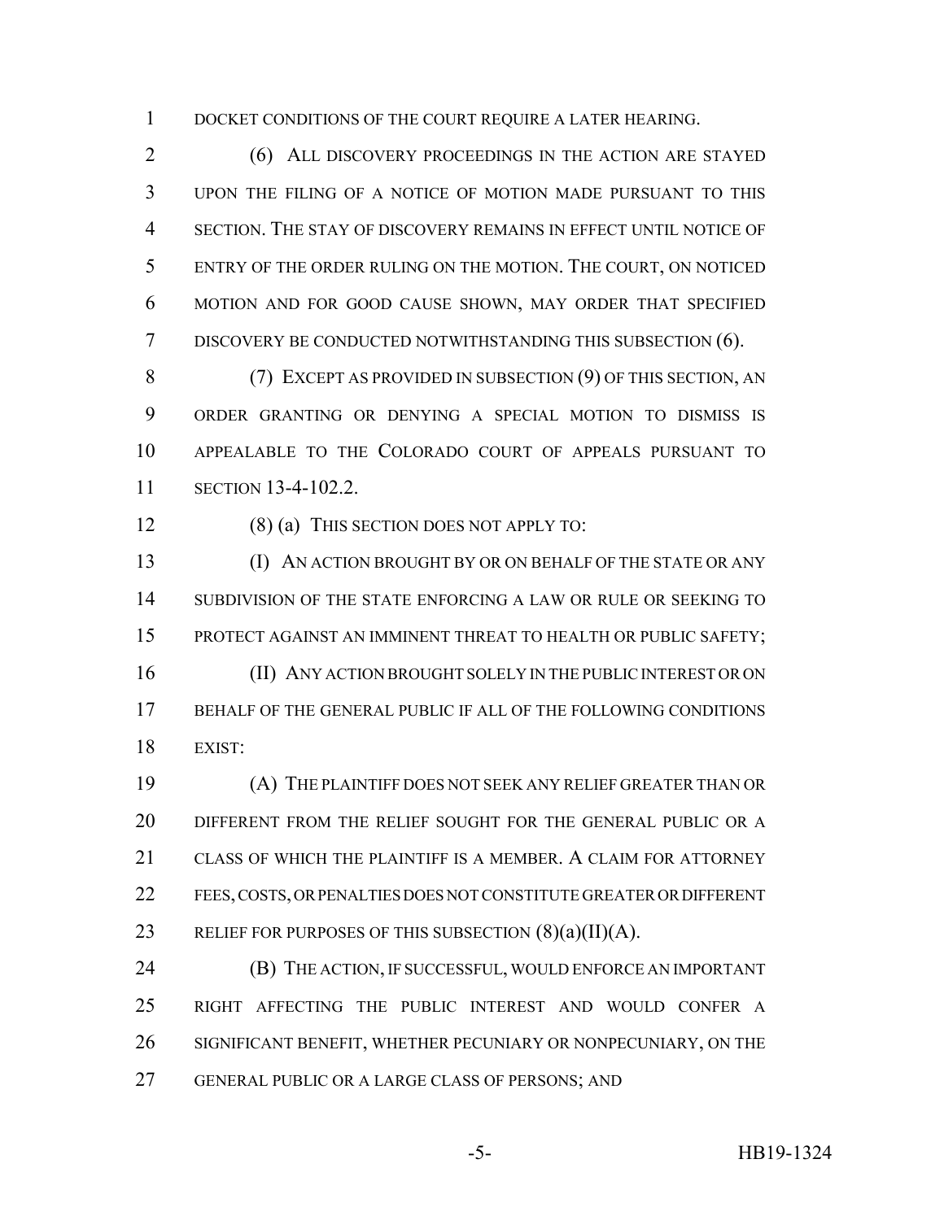DOCKET CONDITIONS OF THE COURT REQUIRE A LATER HEARING.

(6) ALL DISCOVERY PROCEEDINGS IN THE ACTION ARE STAYED UPON THE FILING OF A NOTICE OF MOTION MADE PURSUANT TO THIS SECTION. THE STAY OF DISCOVERY REMAINS IN EFFECT UNTIL NOTICE OF ENTRY OF THE ORDER RULING ON THE MOTION. THE COURT, ON NOTICED MOTION AND FOR GOOD CAUSE SHOWN, MAY ORDER THAT SPECIFIED DISCOVERY BE CONDUCTED NOTWITHSTANDING THIS SUBSECTION (6).

(7) EXCEPT AS PROVIDED IN SUBSECTION (9) OF THIS SECTION, AN ORDER GRANTING OR DENYING A SPECIAL MOTION TO DISMISS IS APPEALABLE TO THE COLORADO COURT OF APPEALS PURSUANT TO SECTION 13-4-102.2.

(8) (a) THIS SECTION DOES NOT APPLY TO:

(I) AN ACTION BROUGHT BY OR ON BEHALF OF THE STATE OR ANY SUBDIVISION OF THE STATE ENFORCING A LAW OR RULE OR SEEKING TO PROTECT AGAINST AN IMMINENT THREAT TO HEALTH OR PUBLIC SAFETY;

(II) ANY ACTION BROUGHT SOLELY IN THE PUBLIC INTEREST OR ON BEHALF OF THE GENERAL PUBLIC IF ALL OF THE FOLLOWING CONDITIONS EXIST:

(A) THE PLAINTIFF DOES NOT SEEK ANY RELIEF GREATER THAN OR DIFFERENT FROM THE RELIEF SOUGHT FOR THE GENERAL PUBLIC OR A CLASS OF WHICH THE PLAINTIFF IS A MEMBER. A CLAIM FOR ATTORNEY FEES, COSTS, OR PENALTIES DOES NOT CONSTITUTE GREATER OR DIFFERENT RELIEF FOR PURPOSES OF THIS SUBSECTION (8)(a)(II)(A).

(B) THE ACTION, IF SUCCESSFUL, WOULD ENFORCE AN IMPORTANT RIGHT AFFECTING THE PUBLIC INTEREST AND WOULD CONFER A SIGNIFICANT BENEFIT, WHETHER PECUNIARY OR NONPECUNIARY, ON THE GENERAL PUBLIC OR A LARGE CLASS OF PERSONS; AND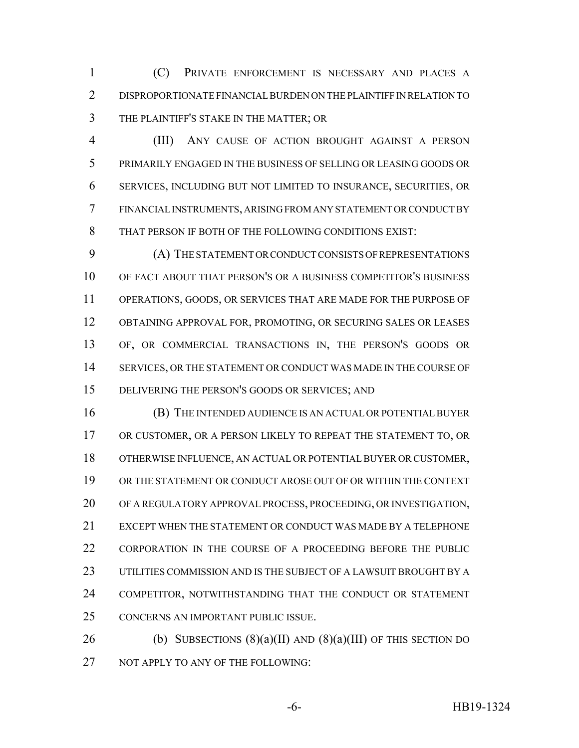(C) PRIVATE ENFORCEMENT IS NECESSARY AND PLACES A DISPROPORTIONATE FINANCIAL BURDEN ON THE PLAINTIFF IN RELATION TO THE PLAINTIFF'S STAKE IN THE MATTER; OR

(III) ANY CAUSE OF ACTION BROUGHT AGAINST A PERSON PRIMARILY ENGAGED IN THE BUSINESS OF SELLING OR LEASING GOODS OR SERVICES, INCLUDING BUT NOT LIMITED TO INSURANCE, SECURITIES, OR FINANCIAL INSTRUMENTS, ARISING FROM ANY STATEMENT OR CONDUCT BY THAT PERSON IF BOTH OF THE FOLLOWING CONDITIONS EXIST:

(A) THE STATEMENT OR CONDUCT CONSISTS OF REPRESENTATIONS OF FACT ABOUT THAT PERSON'S OR A BUSINESS COMPETITOR'S BUSINESS OPERATIONS, GOODS, OR SERVICES THAT ARE MADE FOR THE PURPOSE OF OBTAINING APPROVAL FOR, PROMOTING, OR SECURING SALES OR LEASES OF, OR COMMERCIAL TRANSACTIONS IN, THE PERSON'S GOODS OR SERVICES, OR THE STATEMENT OR CONDUCT WAS MADE IN THE COURSE OF DELIVERING THE PERSON'S GOODS OR SERVICES; AND

(B) THE INTENDED AUDIENCE IS AN ACTUAL OR POTENTIAL BUYER OR CUSTOMER, OR A PERSON LIKELY TO REPEAT THE STATEMENT TO, OR OTHERWISE INFLUENCE, AN ACTUAL OR POTENTIAL BUYER OR CUSTOMER, OR THE STATEMENT OR CONDUCT AROSE OUT OF OR WITHIN THE CONTEXT OF A REGULATORY APPROVAL PROCESS, PROCEEDING, OR INVESTIGATION, EXCEPT WHEN THE STATEMENT OR CONDUCT WAS MADE BY A TELEPHONE CORPORATION IN THE COURSE OF A PROCEEDING BEFORE THE PUBLIC UTILITIES COMMISSION AND IS THE SUBJECT OF A LAWSUIT BROUGHT BY A COMPETITOR, NOTWITHSTANDING THAT THE CONDUCT OR STATEMENT CONCERNS AN IMPORTANT PUBLIC ISSUE.

(b) SUBSECTIONS (8)(a)(II) AND (8)(a)(III) OF THIS SECTION DO NOT APPLY TO ANY OF THE FOLLOWING: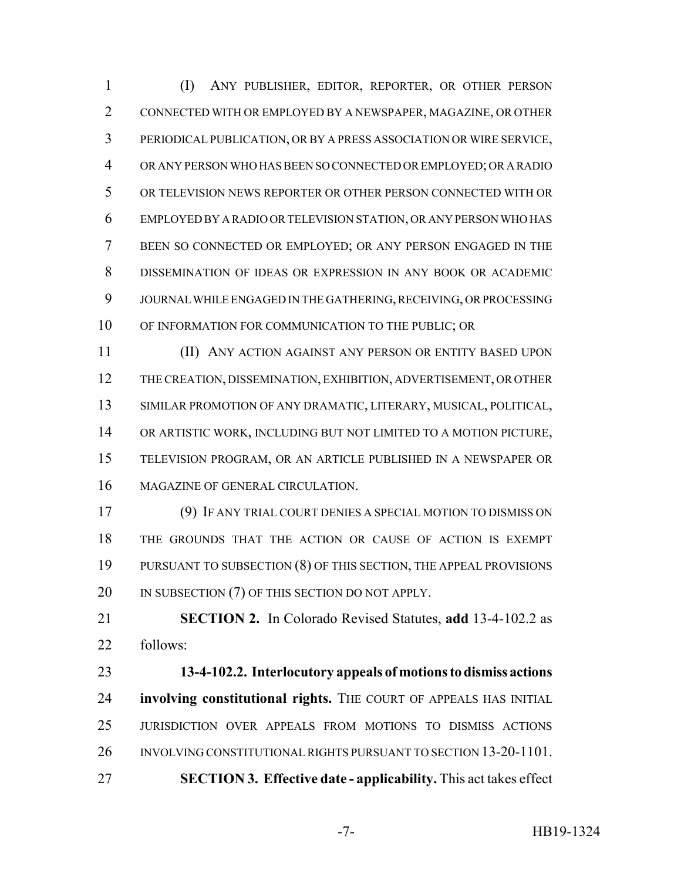(I) ANY PUBLISHER, EDITOR, REPORTER, OR OTHER PERSON CONNECTED WITH OR EMPLOYED BY A NEWSPAPER, MAGAZINE, OR OTHER PERIODICAL PUBLICATION, OR BY A PRESS ASSOCIATION OR WIRE SERVICE, OR ANY PERSON WHO HAS BEEN SO CONNECTED OR EMPLOYED; OR A RADIO OR TELEVISION NEWS REPORTER OR OTHER PERSON CONNECTED WITH OR EMPLOYED BY A RADIO OR TELEVISION STATION, OR ANY PERSON WHO HAS BEEN SO CONNECTED OR EMPLOYED; OR ANY PERSON ENGAGED IN THE DISSEMINATION OF IDEAS OR EXPRESSION IN ANY BOOK OR ACADEMIC JOURNAL WHILE ENGAGED IN THE GATHERING, RECEIVING, OR PROCESSING OF INFORMATION FOR COMMUNICATION TO THE PUBLIC; OR

(II) ANY ACTION AGAINST ANY PERSON OR ENTITY BASED UPON THE CREATION, DISSEMINATION, EXHIBITION, ADVERTISEMENT, OR OTHER SIMILAR PROMOTION OF ANY DRAMATIC, LITERARY, MUSICAL, POLITICAL, OR ARTISTIC WORK, INCLUDING BUT NOT LIMITED TO A MOTION PICTURE, TELEVISION PROGRAM, OR AN ARTICLE PUBLISHED IN A NEWSPAPER OR MAGAZINE OF GENERAL CIRCULATION.

(9) IF ANY TRIAL COURT DENIES A SPECIAL MOTION TO DISMISS ON THE GROUNDS THAT THE ACTION OR CAUSE OF ACTION IS EXEMPT PURSUANT TO SUBSECTION (8) OF THIS SECTION, THE APPEAL PROVISIONS IN SUBSECTION (7) OF THIS SECTION DO NOT APPLY.

**SECTION 2.** In Colorado Revised Statutes, **add** 13-4-102.2 as follows:

**13-4-102.2. Interlocutory appeals of motions to dismiss actions involving constitutional rights.** THE COURT OF APPEALS HAS INITIAL JURISDICTION OVER APPEALS FROM MOTIONS TO DISMISS ACTIONS INVOLVING CONSTITUTIONAL RIGHTS PURSUANT TO SECTION 13-20-1101.

**SECTION 3. Effective date - applicability.** This act takes effect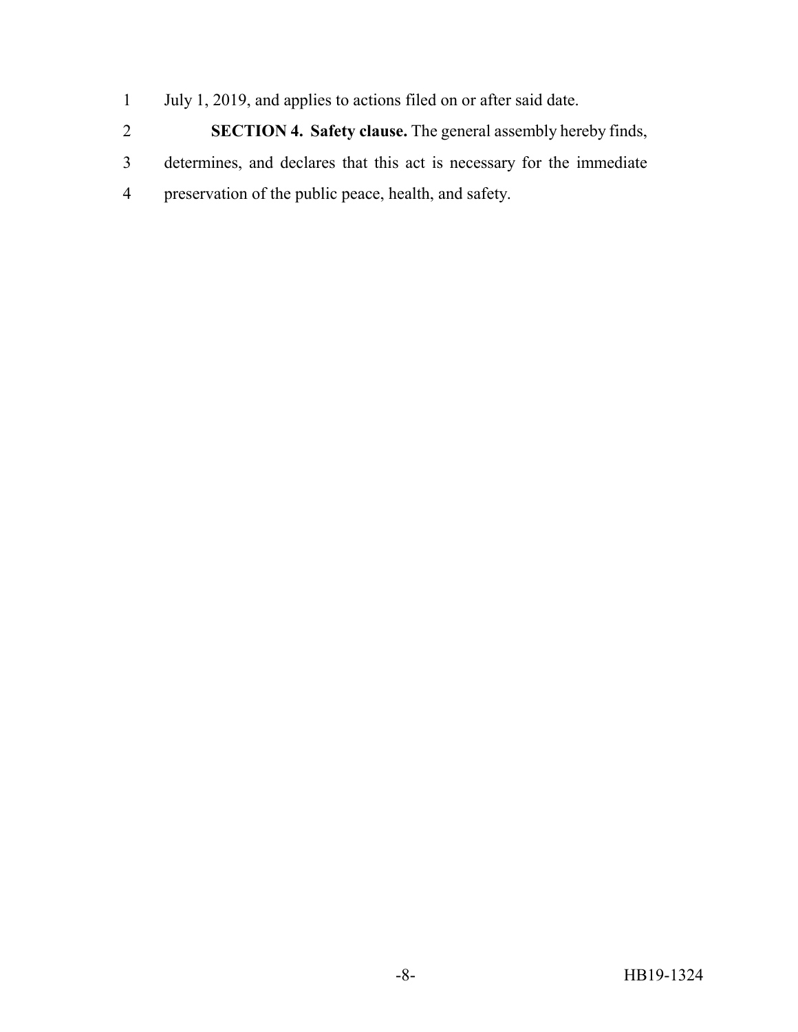July 1, 2019, and applies to actions filed on or after said date.

**SECTION 4. Safety clause.** The general assembly hereby finds, determines, and declares that this act is necessary for the immediate preservation of the public peace, health, and safety.